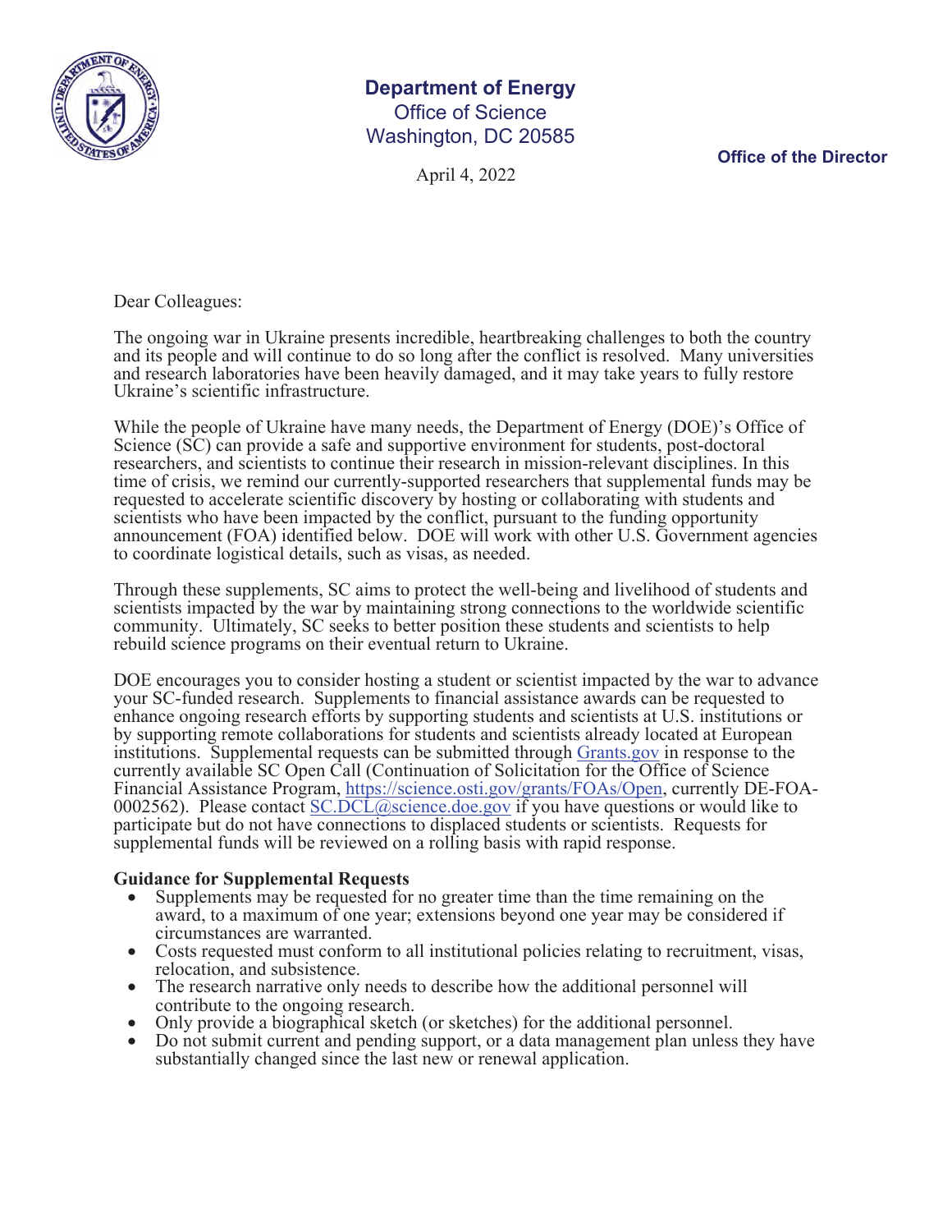**Department of Energy**
Office of Science
Washington, DC 20585

**Office of the Director**

April 4, 2022

Dear Colleagues:

The ongoing war in Ukraine presents incredible, heartbreaking challenges to both the country and its people and will continue to do so long after the conflict is resolved. Many universities and research laboratories have been heavily damaged, and it may take years to fully restore Ukraine's scientific infrastructure.

While the people of Ukraine have many needs, the Department of Energy (DOE)'s Office of Science (SC) can provide a safe and supportive environment for students, post-doctoral researchers, and scientists to continue their research in mission-relevant disciplines. In this time of crisis, we remind our currently-supported researchers that supplemental funds may be requested to accelerate scientific discovery by hosting or collaborating with students and scientists who have been impacted by the conflict, pursuant to the funding opportunity announcement (FOA) identified below. DOE will work with other U.S. Government agencies to coordinate logistical details, such as visas, as needed.

Through these supplements, SC aims to protect the well-being and livelihood of students and scientists impacted by the war by maintaining strong connections to the worldwide scientific community. Ultimately, SC seeks to better position these students and scientists to help rebuild science programs on their eventual return to Ukraine.

DOE encourages you to consider hosting a student or scientist impacted by the war to advance your SC-funded research. Supplements to financial assistance awards can be requested to enhance ongoing research efforts by supporting students and scientists at U.S. institutions or by supporting remote collaborations for students and scientists already located at European institutions. Supplemental requests can be submitted through [Grants.gov](Grants.gov) in response to the currently available SC Open Call (Continuation of Solicitation for the Office of Science Financial Assistance Program, [https://science.osti.gov/grants/FOAs/Open](https://science.osti.gov/grants/FOAs/Open), currently DE-FOA-0002562). Please contact [SC.DCL@science.doe.gov](mailto:SC.DCL@science.doe.gov) if you have questions or would like to participate but do not have connections to displaced students or scientists. Requests for supplemental funds will be reviewed on a rolling basis with rapid response.

**Guidance for Supplemental Requests**

- Supplements may be requested for no greater time than the time remaining on the award, to a maximum of one year; extensions beyond one year may be considered if circumstances are warranted.
- Costs requested must conform to all institutional policies relating to recruitment, visas, relocation, and subsistence.
- The research narrative only needs to describe how the additional personnel will contribute to the ongoing research.
- Only provide a biographical sketch (or sketches) for the additional personnel.
- Do not submit current and pending support, or a data management plan unless they have substantially changed since the last new or renewal application.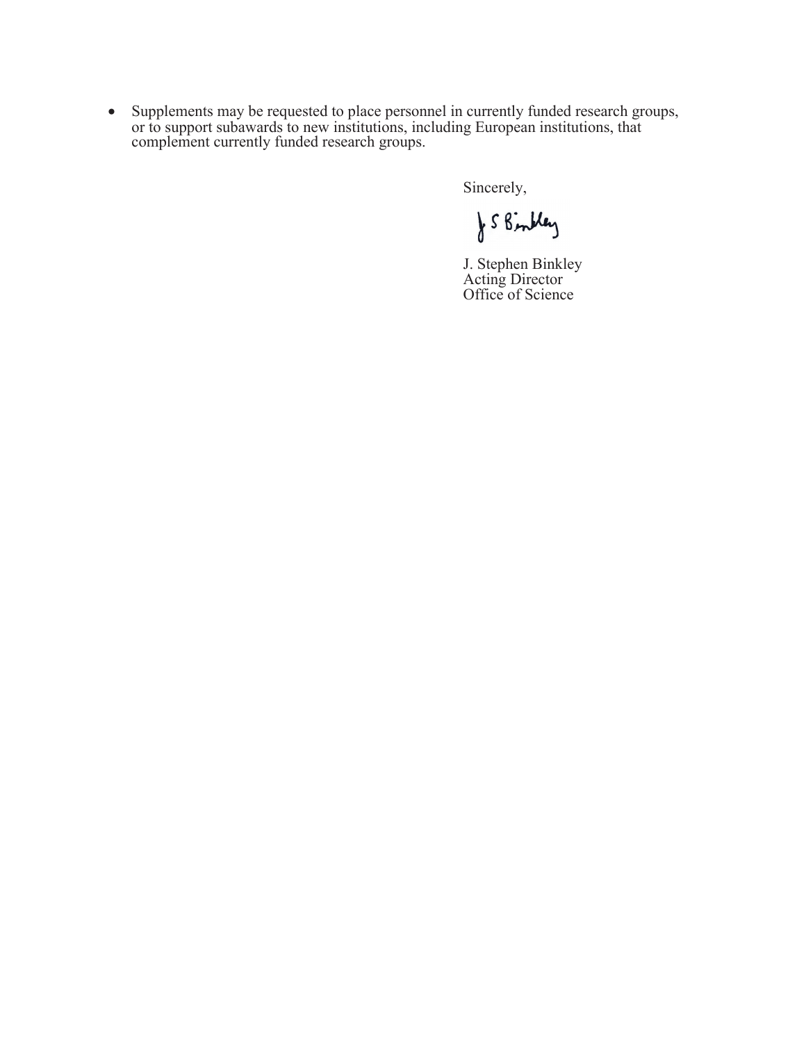- Supplements may be requested to place personnel in currently funded research groups, or to support subawards to new institutions, including European institutions, that complement currently funded research groups.

Sincerely,

J. Stephen Binkley
Acting Director
Office of Science